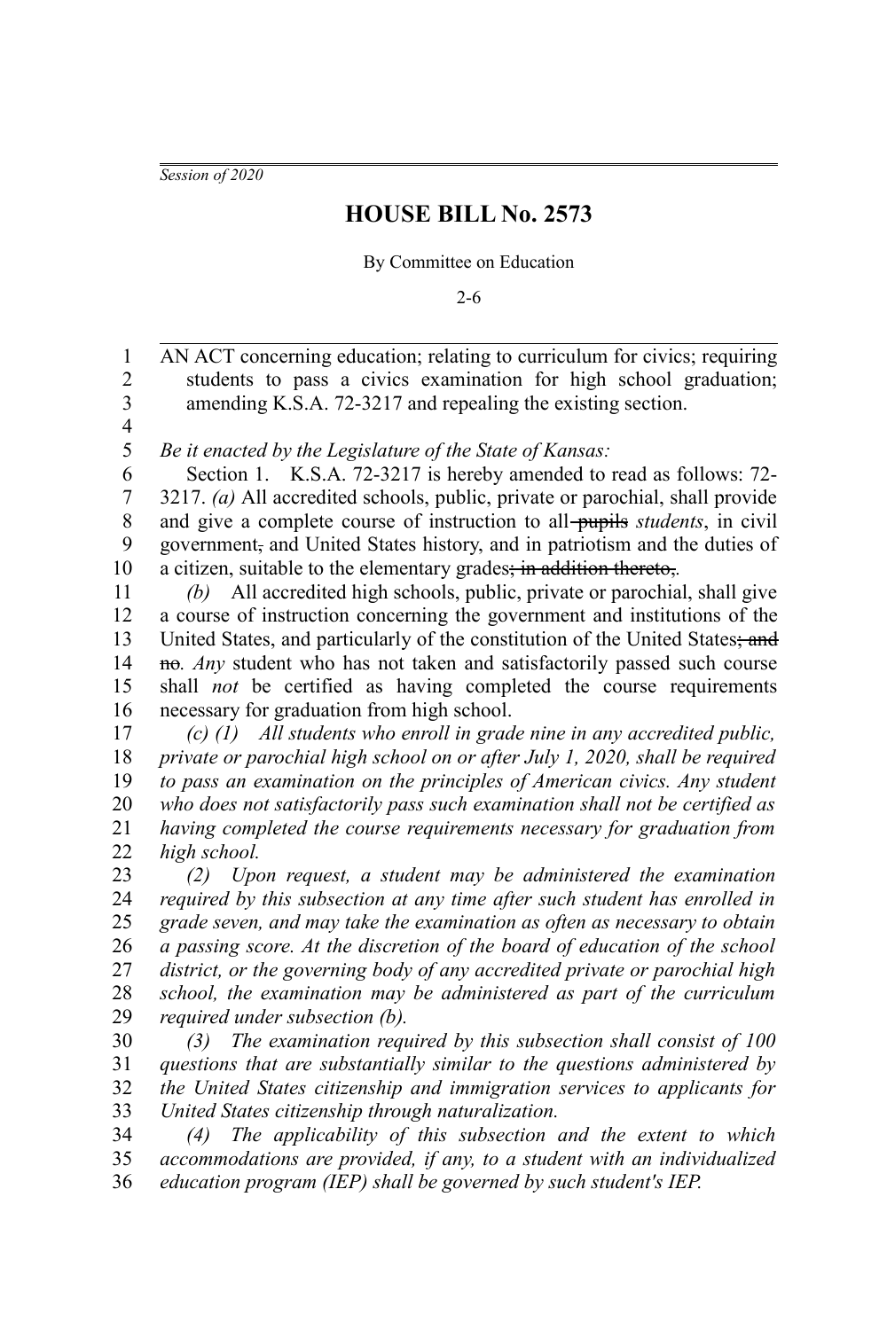*Session of 2020*

# HOUSE BILL No. 2573

By Committee on Education

2-6

AN ACT concerning education; relating to curriculum for civics; requiring students to pass a civics examination for high school graduation; amending K.S.A. 72-3217 and repealing the existing section.

*Be it enacted by the Legislature of the State of Kansas:*

Section 1. K.S.A. 72-3217 is hereby amended to read as follows: 72-3217. *(a)* All accredited schools, public, private or parochial, shall provide and give a complete course of instruction to all ~~pupils~~ *students*, in civil government~~,~~ and United States history, and in patriotism and the duties of a citizen, suitable to the elementary grades~~; in addition thereto,~~.

*(b)* All accredited high schools, public, private or parochial, shall give a course of instruction concerning the government and institutions of the United States, and particularly of the constitution of the United States~~; and no~~. *Any* student who has not taken and satisfactorily passed such course shall *not* be certified as having completed the course requirements necessary for graduation from high school.

*(c) (1) All students who enroll in grade nine in any accredited public, private or parochial high school on or after July 1, 2020, shall be required to pass an examination on the principles of American civics. Any student who does not satisfactorily pass such examination shall not be certified as having completed the course requirements necessary for graduation from high school.*

*(2) Upon request, a student may be administered the examination required by this subsection at any time after such student has enrolled in grade seven, and may take the examination as often as necessary to obtain a passing score. At the discretion of the board of education of the school district, or the governing body of any accredited private or parochial high school, the examination may be administered as part of the curriculum required under subsection (b).*

*(3) The examination required by this subsection shall consist of 100 questions that are substantially similar to the questions administered by the United States citizenship and immigration services to applicants for United States citizenship through naturalization.*

*(4) The applicability of this subsection and the extent to which accommodations are provided, if any, to a student with an individualized education program (IEP) shall be governed by such student's IEP.*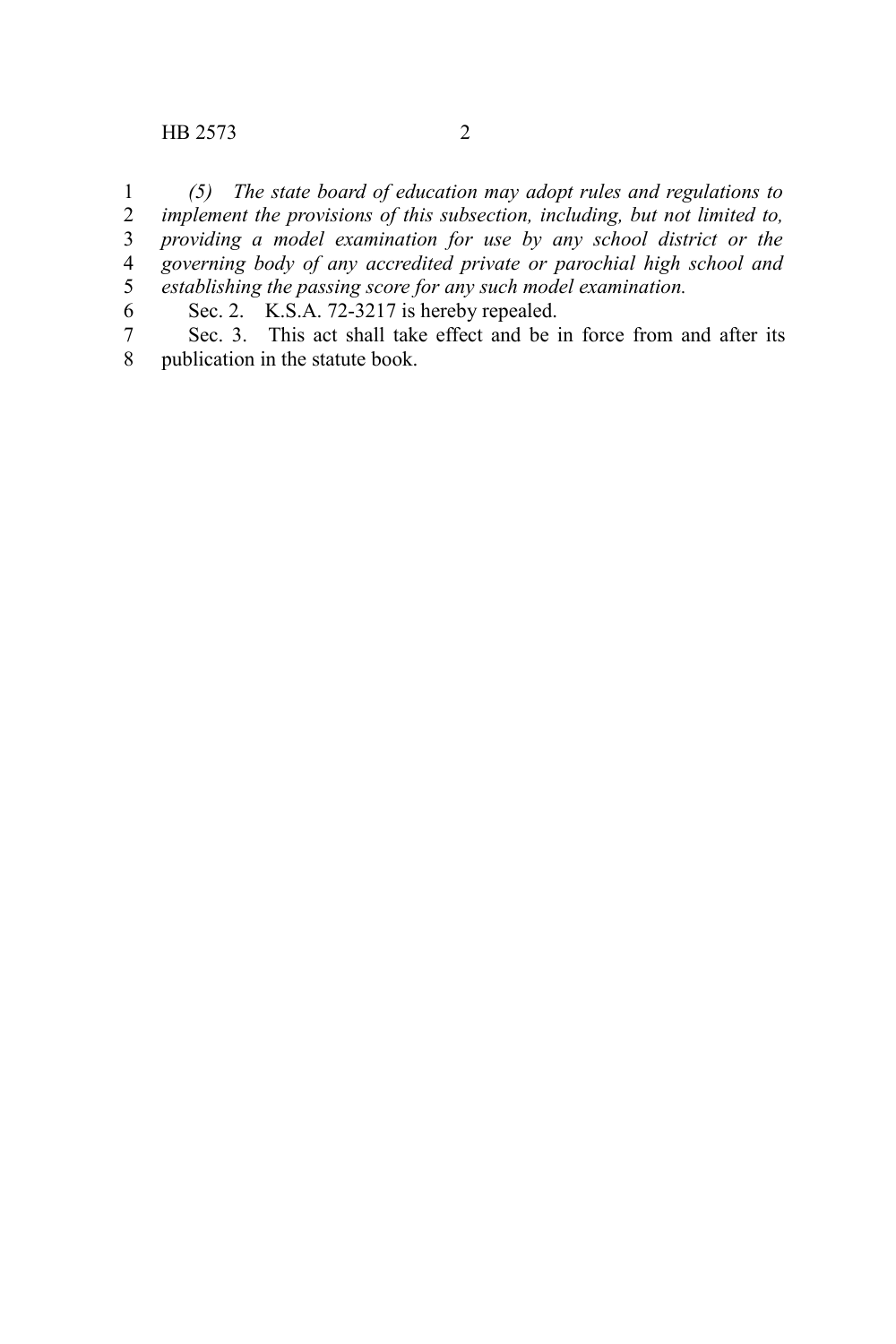*(5) The state board of education may adopt rules and regulations to implement the provisions of this subsection, including, but not limited to, providing a model examination for use by any school district or the governing body of any accredited private or parochial high school and establishing the passing score for any such model examination.*

Sec. 2. K.S.A. 72-3217 is hereby repealed.

Sec. 3. This act shall take effect and be in force from and after its publication in the statute book.